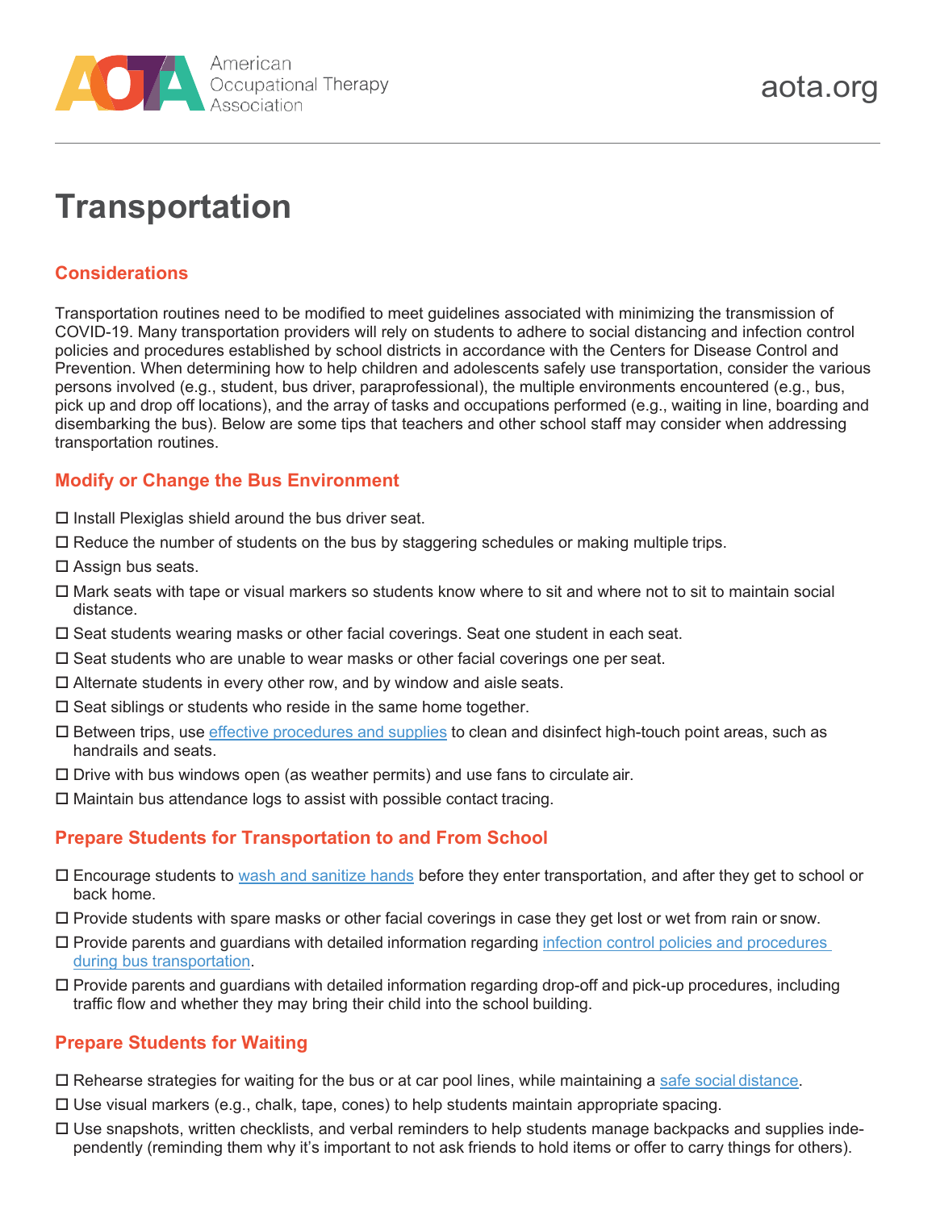# Transportation

## Considerations

Transportation routines need to be modified to meet guidelines associated with minimizing the transmission of COVID-19. Many transportation providers will rely on students to adhere to social distancing and infection control policies and procedures established by school districts in accordance with the Centers for Disease Control and Prevention. When determining how to help children and adolescents safely use transportation, consider the various persons involved (e.g., student, bus driver, paraprofessional), the multiple environments encountered (e.g., bus, pick up and drop off locations), and the array of tasks and occupations performed (e.g., waiting in line, boarding and disembarking the bus). Below are some tips that teachers and other school staff may consider when addressing transportation routines.

## Modify or Change the Bus Environment

- ☐ Install Plexiglas shield around the bus driver seat.
- ☐ Reduce the number of students on the bus by staggering schedules or making multiple trips.
- ☐ Assign bus seats.
- ☐ Mark seats with tape or visual markers so students know where to sit and where not to sit to maintain social distance.
- ☐ Seat students wearing masks or other facial coverings. Seat one student in each seat.
- ☐ Seat students who are unable to wear masks or other facial coverings one per seat.
- ☐ Alternate students in every other row, and by window and aisle seats.
- ☐ Seat siblings or students who reside in the same home together.
- ☐ Between trips, use effective procedures and supplies to clean and disinfect high-touch point areas, such as handrails and seats.
- ☐ Drive with bus windows open (as weather permits) and use fans to circulate air.
- ☐ Maintain bus attendance logs to assist with possible contact tracing.

## Prepare Students for Transportation to and From School

- ☐ Encourage students to wash and sanitize hands before they enter transportation, and after they get to school or back home.
- ☐ Provide students with spare masks or other facial coverings in case they get lost or wet from rain or snow.
- ☐ Provide parents and guardians with detailed information regarding infection control policies and procedures during bus transportation.
- ☐ Provide parents and guardians with detailed information regarding drop-off and pick-up procedures, including traffic flow and whether they may bring their child into the school building.

## Prepare Students for Waiting

- ☐ Rehearse strategies for waiting for the bus or at car pool lines, while maintaining a safe social distance.
- ☐ Use visual markers (e.g., chalk, tape, cones) to help students maintain appropriate spacing.
- ☐ Use snapshots, written checklists, and verbal reminders to help students manage backpacks and supplies independently (reminding them why it's important to not ask friends to hold items or offer to carry things for others).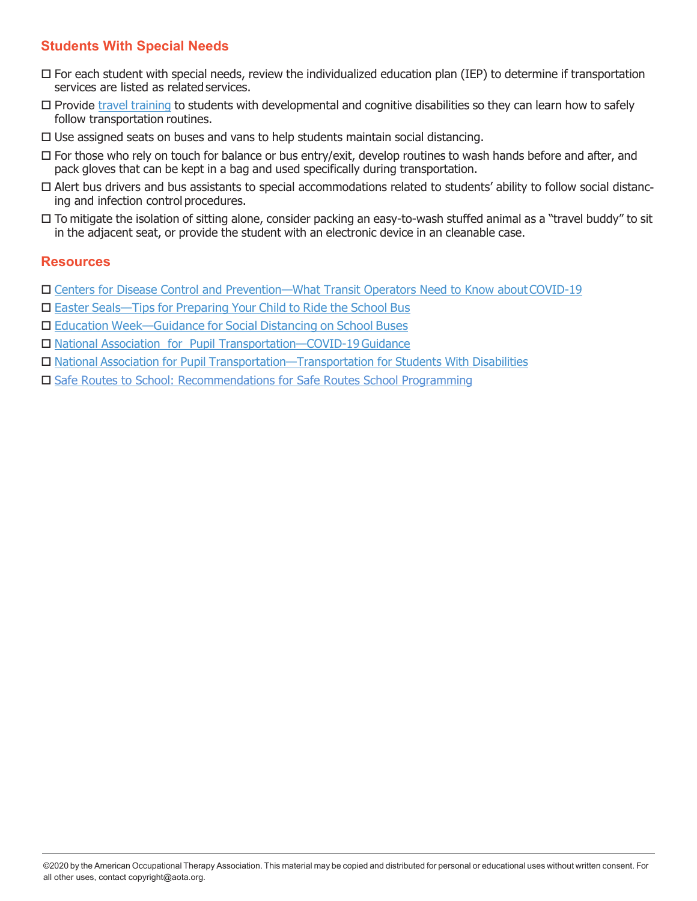## Students With Special Needs

- ☐ For each student with special needs, review the individualized education plan (IEP) to determine if transportation services are listed as related services.
- ☐ Provide travel training to students with developmental and cognitive disabilities so they can learn how to safely follow transportation routines.
- ☐ Use assigned seats on buses and vans to help students maintain social distancing.
- ☐ For those who rely on touch for balance or bus entry/exit, develop routines to wash hands before and after, and pack gloves that can be kept in a bag and used specifically during transportation.
- ☐ Alert bus drivers and bus assistants to special accommodations related to students' ability to follow social distancing and infection control procedures.
- ☐ To mitigate the isolation of sitting alone, consider packing an easy-to-wash stuffed animal as a "travel buddy" to sit in the adjacent seat, or provide the student with an electronic device in an cleanable case.

## Resources

- ☐ Centers for Disease Control and Prevention—What Transit Operators Need to Know about COVID-19
- ☐ Easter Seals—Tips for Preparing Your Child to Ride the School Bus
- ☐ Education Week—Guidance for Social Distancing on School Buses
- ☐ National Association for Pupil Transportation—COVID-19 Guidance
- ☐ National Association for Pupil Transportation—Transportation for Students With Disabilities
- ☐ Safe Routes to School: Recommendations for Safe Routes School Programming

©2020 by the American Occupational Therapy Association. This material may be copied and distributed for personal or educational uses without written consent. For all other uses, contact copyright@aota.org.